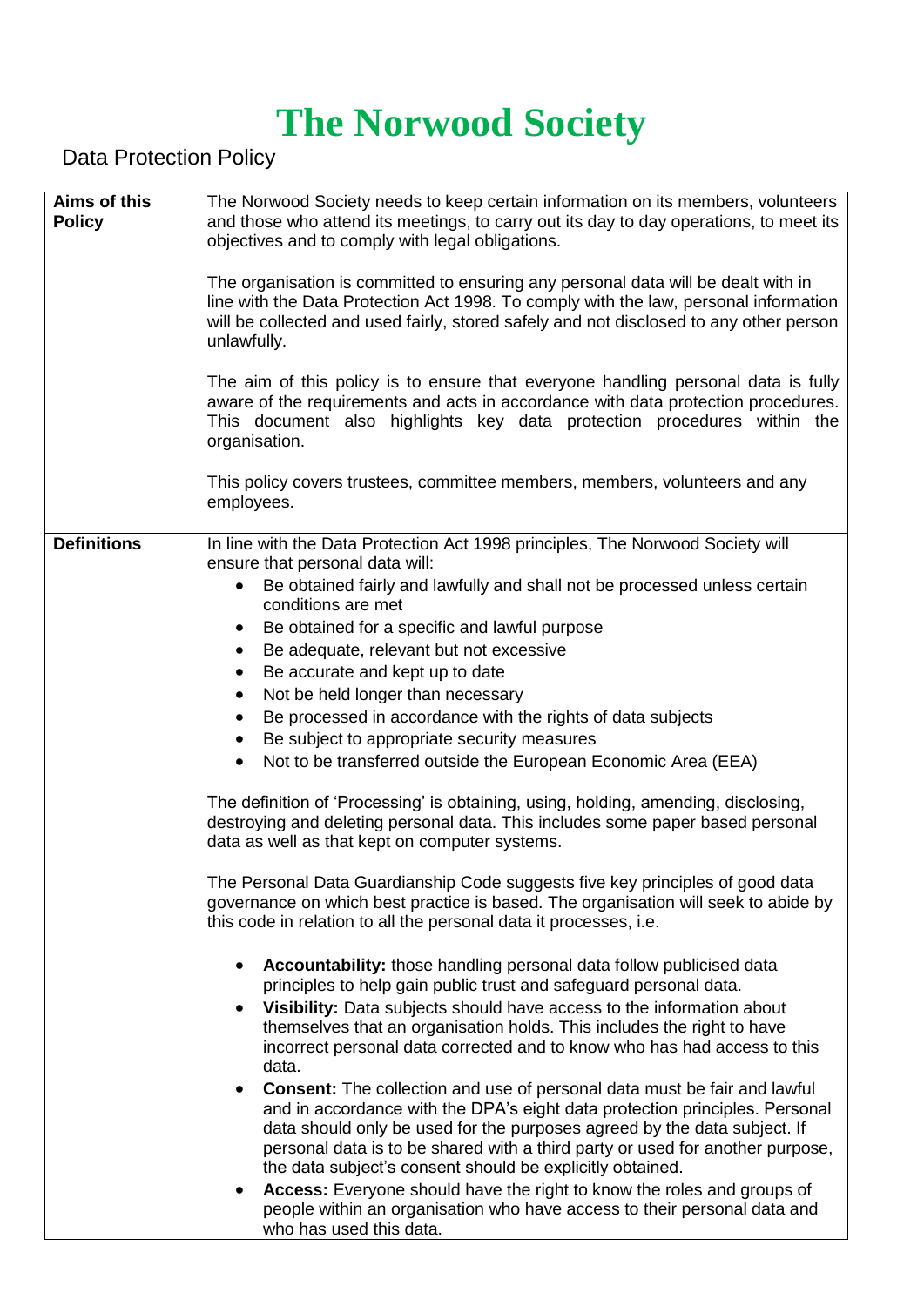# The Norwood Society

Data Protection Policy

| | |
|---|---|
| **Aims of this Policy** | The Norwood Society needs to keep certain information on its members, volunteers and those who attend its meetings, to carry out its day to day operations, to meet its objectives and to comply with legal obligations.<br><br>The organisation is committed to ensuring any personal data will be dealt with in line with the Data Protection Act 1998. To comply with the law, personal information will be collected and used fairly, stored safely and not disclosed to any other person unlawfully.<br><br>The aim of this policy is to ensure that everyone handling personal data is fully aware of the requirements and acts in accordance with data protection procedures. This document also highlights key data protection procedures within the organisation.<br><br>This policy covers trustees, committee members, members, volunteers and any employees. |
| **Definitions** | In line with the Data Protection Act 1998 principles, The Norwood Society will ensure that personal data will:<br>• Be obtained fairly and lawfully and shall not be processed unless certain conditions are met<br>• Be obtained for a specific and lawful purpose<br>• Be adequate, relevant but not excessive<br>• Be accurate and kept up to date<br>• Not be held longer than necessary<br>• Be processed in accordance with the rights of data subjects<br>• Be subject to appropriate security measures<br>• Not to be transferred outside the European Economic Area (EEA)<br><br>The definition of 'Processing' is obtaining, using, holding, amending, disclosing, destroying and deleting personal data. This includes some paper based personal data as well as that kept on computer systems.<br><br>The Personal Data Guardianship Code suggests five key principles of good data governance on which best practice is based. The organisation will seek to abide by this code in relation to all the personal data it processes, i.e.<br><br>• **Accountability:** those handling personal data follow publicised data principles to help gain public trust and safeguard personal data.<br>• **Visibility:** Data subjects should have access to the information about themselves that an organisation holds. This includes the right to have incorrect personal data corrected and to know who has had access to this data.<br>• **Consent:** The collection and use of personal data must be fair and lawful and in accordance with the DPA's eight data protection principles. Personal data should only be used for the purposes agreed by the data subject. If personal data is to be shared with a third party or used for another purpose, the data subject's consent should be explicitly obtained.<br>• **Access:** Everyone should have the right to know the roles and groups of people within an organisation who have access to their personal data and who has used this data. |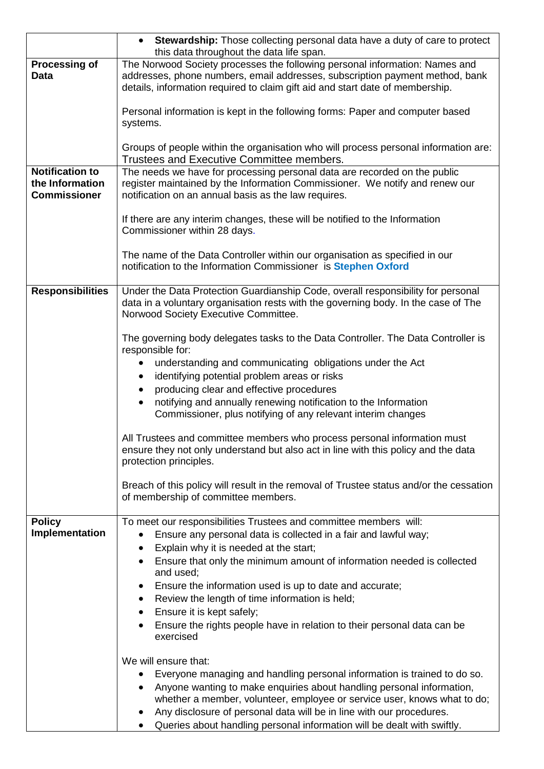| | |
|---|---|
| | • **Stewardship:** Those collecting personal data have a duty of care to protect this data throughout the data life span. |
| **Processing of Data** | The Norwood Society processes the following personal information: Names and addresses, phone numbers, email addresses, subscription payment method, bank details, information required to claim gift aid and start date of membership.<br><br>Personal information is kept in the following forms: Paper and computer based systems.<br><br>Groups of people within the organisation who will process personal information are: Trustees and Executive Committee members. |
| **Notification to the Information Commissioner** | The needs we have for processing personal data are recorded on the public register maintained by the Information Commissioner. We notify and renew our notification on an annual basis as the law requires.<br><br>If there are any interim changes, these will be notified to the Information Commissioner within 28 days.<br><br>The name of the Data Controller within our organisation as specified in our notification to the Information Commissioner is **Stephen Oxford** |
| **Responsibilities** | Under the Data Protection Guardianship Code, overall responsibility for personal data in a voluntary organisation rests with the governing body. In the case of The Norwood Society Executive Committee.<br><br>The governing body delegates tasks to the Data Controller. The Data Controller is responsible for:<br>• understanding and communicating obligations under the Act<br>• identifying potential problem areas or risks<br>• producing clear and effective procedures<br>• notifying and annually renewing notification to the Information Commissioner, plus notifying of any relevant interim changes<br><br>All Trustees and committee members who process personal information must ensure they not only understand but also act in line with this policy and the data protection principles.<br><br>Breach of this policy will result in the removal of Trustee status and/or the cessation of membership of committee members. |
| **Policy Implementation** | To meet our responsibilities Trustees and committee members will:<br>• Ensure any personal data is collected in a fair and lawful way;<br>• Explain why it is needed at the start;<br>• Ensure that only the minimum amount of information needed is collected and used;<br>• Ensure the information used is up to date and accurate;<br>• Review the length of time information is held;<br>• Ensure it is kept safely;<br>• Ensure the rights people have in relation to their personal data can be exercised<br><br>We will ensure that:<br>• Everyone managing and handling personal information is trained to do so.<br>• Anyone wanting to make enquiries about handling personal information, whether a member, volunteer, employee or service user, knows what to do;<br>• Any disclosure of personal data will be in line with our procedures.<br>• Queries about handling personal information will be dealt with swiftly. |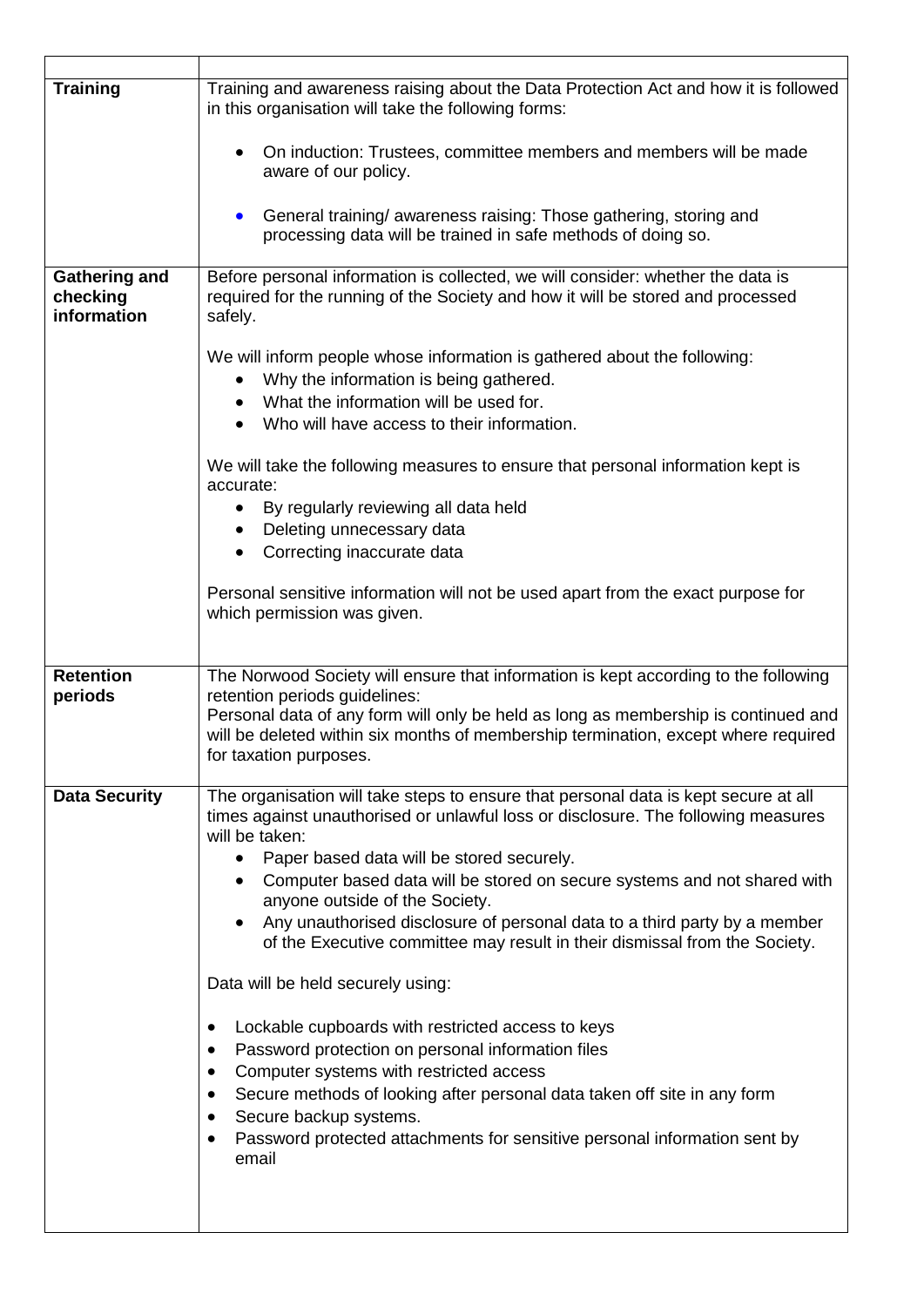| | |
|---|---|
| **Training** | Training and awareness raising about the Data Protection Act and how it is followed in this organisation will take the following forms:<br><br>• On induction: Trustees, committee members and members will be made aware of our policy.<br><br>• General training/ awareness raising: Those gathering, storing and processing data will be trained in safe methods of doing so. |
| **Gathering and checking information** | Before personal information is collected, we will consider: whether the data is required for the running of the Society and how it will be stored and processed safely.<br><br>We will inform people whose information is gathered about the following:<br>• Why the information is being gathered.<br>• What the information will be used for.<br>• Who will have access to their information.<br><br>We will take the following measures to ensure that personal information kept is accurate:<br>• By regularly reviewing all data held<br>• Deleting unnecessary data<br>• Correcting inaccurate data<br><br>Personal sensitive information will not be used apart from the exact purpose for which permission was given. |
| **Retention periods** | The Norwood Society will ensure that information is kept according to the following retention periods guidelines:<br>Personal data of any form will only be held as long as membership is continued and will be deleted within six months of membership termination, except where required for taxation purposes. |
| **Data Security** | The organisation will take steps to ensure that personal data is kept secure at all times against unauthorised or unlawful loss or disclosure. The following measures will be taken:<br>• Paper based data will be stored securely.<br>• Computer based data will be stored on secure systems and not shared with anyone outside of the Society.<br>• Any unauthorised disclosure of personal data to a third party by a member of the Executive committee may result in their dismissal from the Society.<br><br>Data will be held securely using:<br><br>• Lockable cupboards with restricted access to keys<br>• Password protection on personal information files<br>• Computer systems with restricted access<br>• Secure methods of looking after personal data taken off site in any form<br>• Secure backup systems.<br>• Password protected attachments for sensitive personal information sent by email |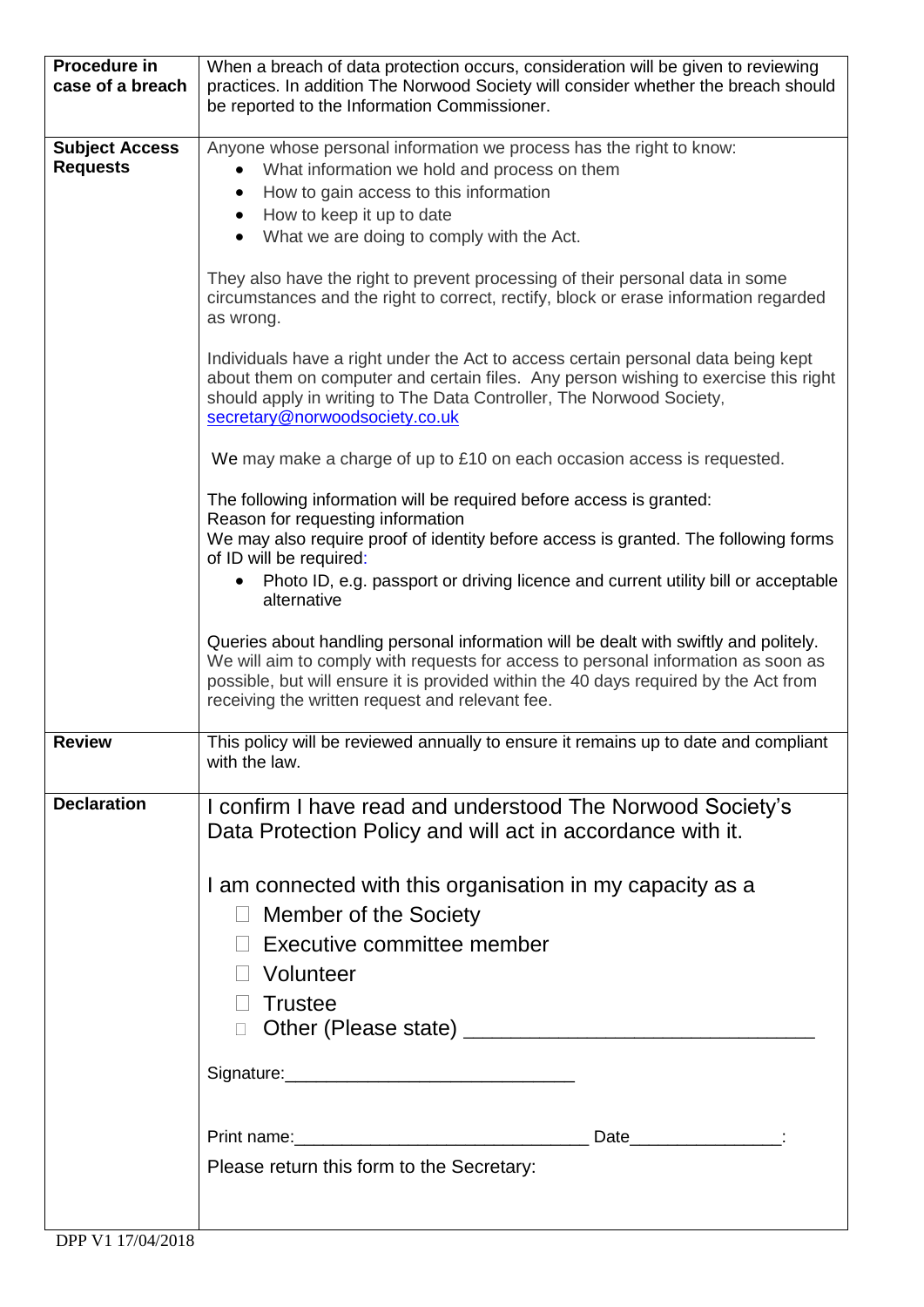| | |
|---|---|
| **Procedure in case of a breach** | When a breach of data protection occurs, consideration will be given to reviewing practices. In addition The Norwood Society will consider whether the breach should be reported to the Information Commissioner. |
| **Subject Access Requests** | Anyone whose personal information we process has the right to know:<br>• What information we hold and process on them<br>• How to gain access to this information<br>• How to keep it up to date<br>• What we are doing to comply with the Act.<br><br>They also have the right to prevent processing of their personal data in some circumstances and the right to correct, rectify, block or erase information regarded as wrong.<br><br>Individuals have a right under the Act to access certain personal data being kept about them on computer and certain files. Any person wishing to exercise this right should apply in writing to The Data Controller, The Norwood Society, secretary@norwoodsociety.co.uk<br><br>We may make a charge of up to £10 on each occasion access is requested.<br><br>The following information will be required before access is granted:<br>Reason for requesting information<br>We may also require proof of identity before access is granted. The following forms of ID will be required:<br>• Photo ID, e.g. passport or driving licence and current utility bill or acceptable alternative<br><br>Queries about handling personal information will be dealt with swiftly and politely. We will aim to comply with requests for access to personal information as soon as possible, but will ensure it is provided within the 40 days required by the Act from receiving the written request and relevant fee. |
| **Review** | This policy will be reviewed annually to ensure it remains up to date and compliant with the law. |
| **Declaration** | I confirm I have read and understood The Norwood Society's Data Protection Policy and will act in accordance with it.<br><br>I am connected with this organisation in my capacity as a<br>☐ Member of the Society<br>☐ Executive committee member<br>☐ Volunteer<br>☐ Trustee<br>☐ Other (Please state) ______________________________<br><br>Signature:_____________________________<br><br>Print name:______________________________ Date_______________:<br>Please return this form to the Secretary: |

DPP V1 17/04/2018